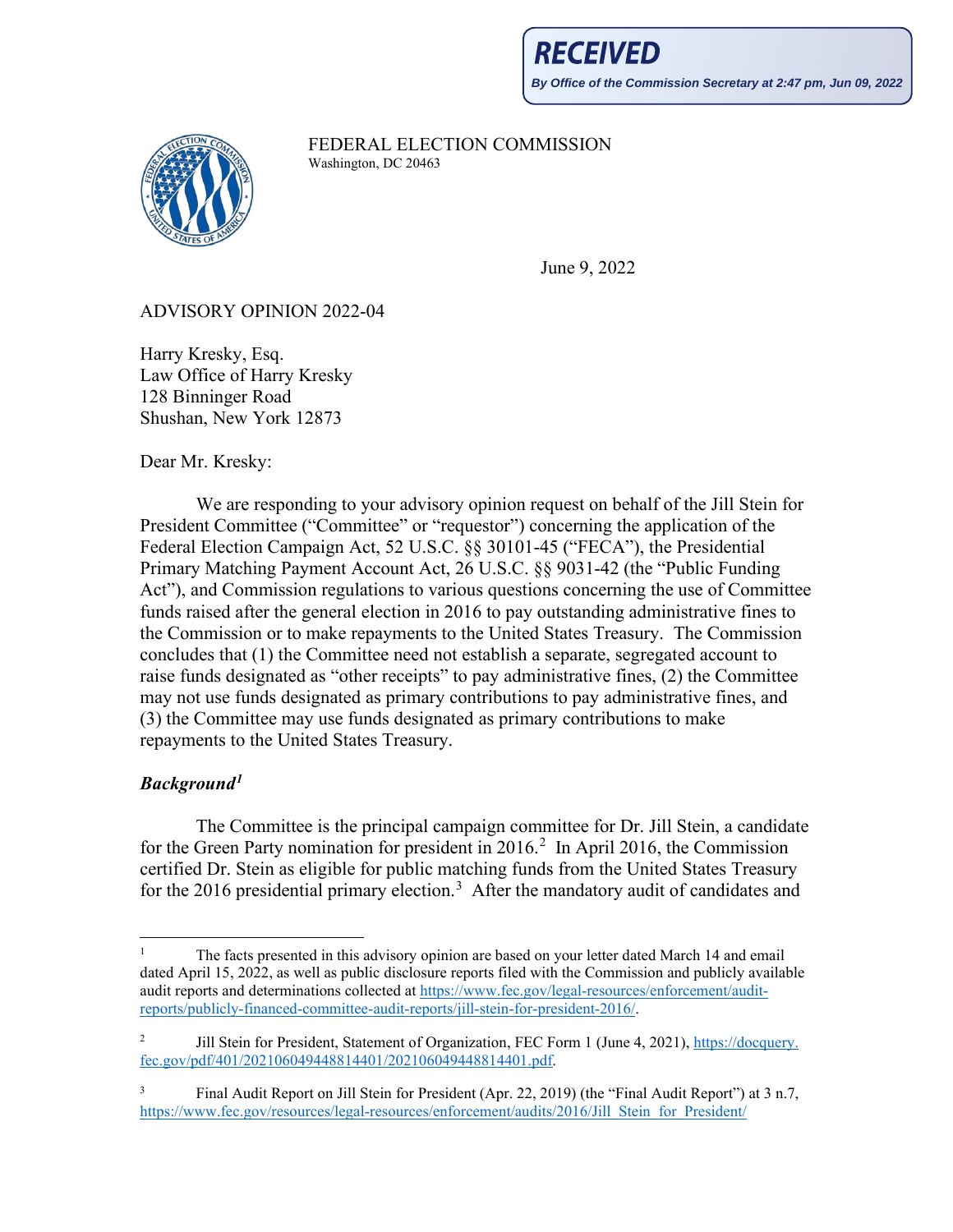**RECEIVED**

*By Office of the Commission Secretary at 2:47 pm, Jun 09, 2022*

FEDERAL ELECTION COMMISSION
Washington, DC 20463

June 9, 2022

ADVISORY OPINION 2022-04

Harry Kresky, Esq.
Law Office of Harry Kresky
128 Binninger Road
Shushan, New York 12873

Dear Mr. Kresky:

We are responding to your advisory opinion request on behalf of the Jill Stein for President Committee ("Committee" or "requestor") concerning the application of the Federal Election Campaign Act, 52 U.S.C. §§ 30101-45 ("FECA"), the Presidential Primary Matching Payment Account Act, 26 U.S.C. §§ 9031-42 (the "Public Funding Act"), and Commission regulations to various questions concerning the use of Committee funds raised after the general election in 2016 to pay outstanding administrative fines to the Commission or to make repayments to the United States Treasury. The Commission concludes that (1) the Committee need not establish a separate, segregated account to raise funds designated as "other receipts" to pay administrative fines, (2) the Committee may not use funds designated as primary contributions to pay administrative fines, and (3) the Committee may use funds designated as primary contributions to make repayments to the United States Treasury.

## *Background*[1]

The Committee is the principal campaign committee for Dr. Jill Stein, a candidate for the Green Party nomination for president in 2016.[2] In April 2016, the Commission certified Dr. Stein as eligible for public matching funds from the United States Treasury for the 2016 presidential primary election.[3] After the mandatory audit of candidates and

---

[1] The facts presented in this advisory opinion are based on your letter dated March 14 and email dated April 15, 2022, as well as public disclosure reports filed with the Commission and publicly available audit reports and determinations collected at https://www.fec.gov/legal-resources/enforcement/audit-reports/publicly-financed-committee-audit-reports/jill-stein-for-president-2016/.

[2] Jill Stein for President, Statement of Organization, FEC Form 1 (June 4, 2021), https://docquery.fec.gov/pdf/401/202106049448814401/202106049448814401.pdf.

[3] Final Audit Report on Jill Stein for President (Apr. 22, 2019) (the "Final Audit Report") at 3 n.7, https://www.fec.gov/resources/legal-resources/enforcement/audits/2016/Jill_Stein_for_President/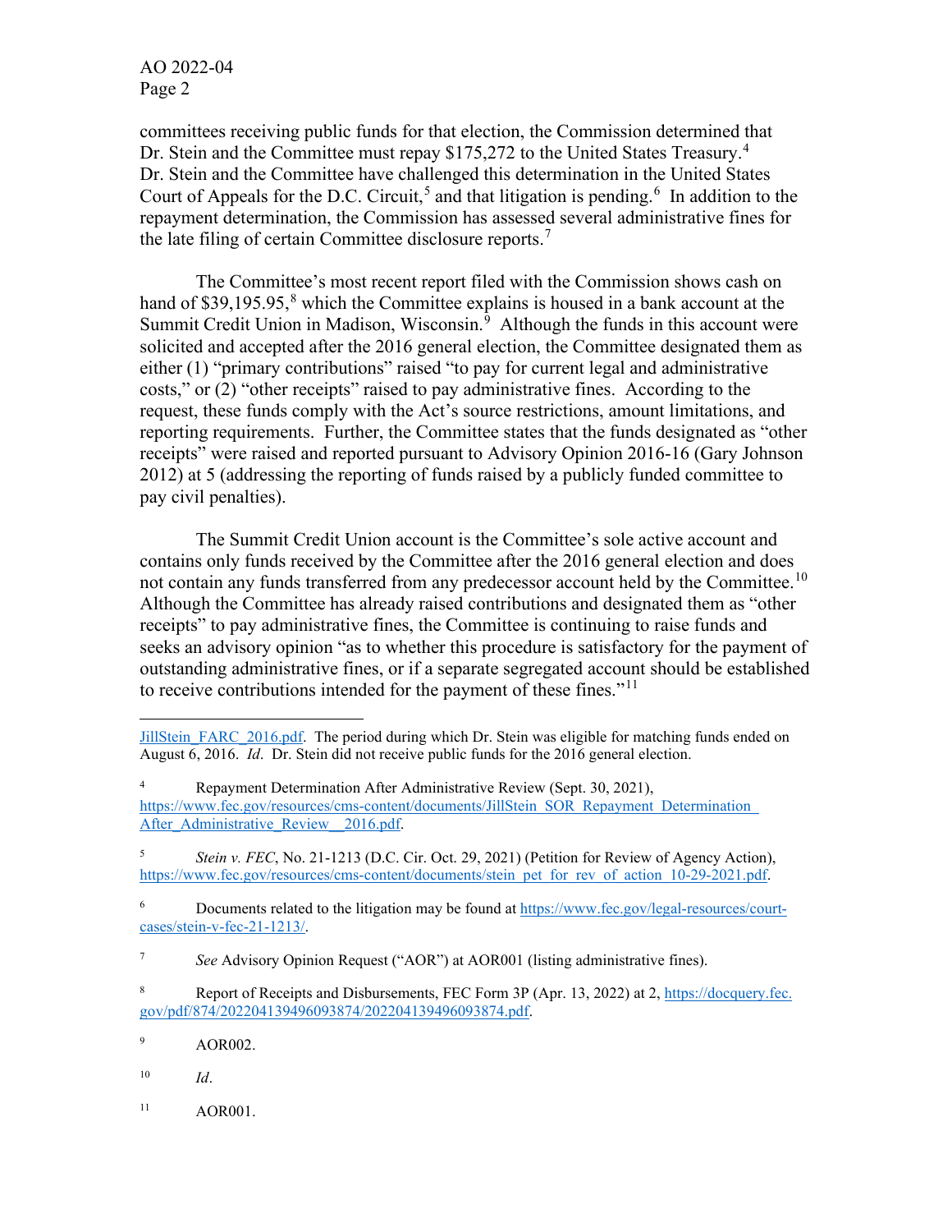committees receiving public funds for that election, the Commission determined that Dr. Stein and the Committee must repay $175,272 to the United States Treasury.[4] Dr. Stein and the Committee have challenged this determination in the United States Court of Appeals for the D.C. Circuit,[5] and that litigation is pending.[6] In addition to the repayment determination, the Commission has assessed several administrative fines for the late filing of certain Committee disclosure reports.[7]

The Committee's most recent report filed with the Commission shows cash on hand of $39,195.95,[8] which the Committee explains is housed in a bank account at the Summit Credit Union in Madison, Wisconsin.[9] Although the funds in this account were solicited and accepted after the 2016 general election, the Committee designated them as either (1) "primary contributions" raised "to pay for current legal and administrative costs," or (2) "other receipts" raised to pay administrative fines. According to the request, these funds comply with the Act's source restrictions, amount limitations, and reporting requirements. Further, the Committee states that the funds designated as "other receipts" were raised and reported pursuant to Advisory Opinion 2016-16 (Gary Johnson 2012) at 5 (addressing the reporting of funds raised by a publicly funded committee to pay civil penalties).

The Summit Credit Union account is the Committee's sole active account and contains only funds received by the Committee after the 2016 general election and does not contain any funds transferred from any predecessor account held by the Committee.[10] Although the Committee has already raised contributions and designated them as "other receipts" to pay administrative fines, the Committee is continuing to raise funds and seeks an advisory opinion "as to whether this procedure is satisfactory for the payment of outstanding administrative fines, or if a separate segregated account should be established to receive contributions intended for the payment of these fines."[11]

---

JillStein_FARC_2016.pdf. The period during which Dr. Stein was eligible for matching funds ended on August 6, 2016. *Id*. Dr. Stein did not receive public funds for the 2016 general election.

[4] Repayment Determination After Administrative Review (Sept. 30, 2021), https://www.fec.gov/resources/cms-content/documents/JillStein_SOR_Repayment_Determination_After_Administrative_Review__2016.pdf.

[5] *Stein v. FEC*, No. 21-1213 (D.C. Cir. Oct. 29, 2021) (Petition for Review of Agency Action), https://www.fec.gov/resources/cms-content/documents/stein_pet_for_rev_of_action_10-29-2021.pdf.

[6] Documents related to the litigation may be found at https://www.fec.gov/legal-resources/court-cases/stein-v-fec-21-1213/.

[7] *See* Advisory Opinion Request ("AOR") at AOR001 (listing administrative fines).

[8] Report of Receipts and Disbursements, FEC Form 3P (Apr. 13, 2022) at 2, https://docquery.fec.gov/pdf/874/202204139496093874/202204139496093874.pdf.

[9] AOR002.

[10] *Id*.

[11] AOR001.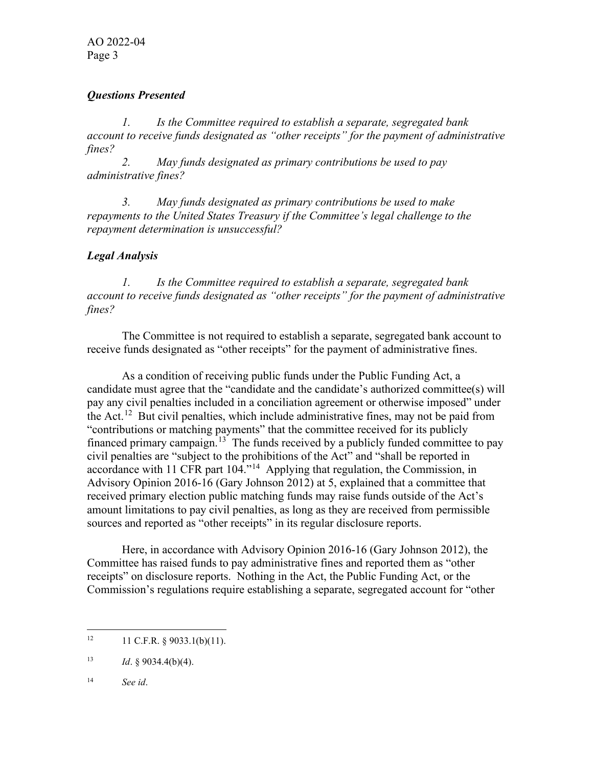***Questions Presented***

*1. Is the Committee required to establish a separate, segregated bank account to receive funds designated as "other receipts" for the payment of administrative fines?*

*2. May funds designated as primary contributions be used to pay administrative fines?*

*3. May funds designated as primary contributions be used to make repayments to the United States Treasury if the Committee's legal challenge to the repayment determination is unsuccessful?*

***Legal Analysis***

*1. Is the Committee required to establish a separate, segregated bank account to receive funds designated as "other receipts" for the payment of administrative fines?*

The Committee is not required to establish a separate, segregated bank account to receive funds designated as "other receipts" for the payment of administrative fines.

As a condition of receiving public funds under the Public Funding Act, a candidate must agree that the "candidate and the candidate's authorized committee(s) will pay any civil penalties included in a conciliation agreement or otherwise imposed" under the Act.[12] But civil penalties, which include administrative fines, may not be paid from "contributions or matching payments" that the committee received for its publicly financed primary campaign.[13] The funds received by a publicly funded committee to pay civil penalties are "subject to the prohibitions of the Act" and "shall be reported in accordance with 11 CFR part 104."[14] Applying that regulation, the Commission, in Advisory Opinion 2016-16 (Gary Johnson 2012) at 5, explained that a committee that received primary election public matching funds may raise funds outside of the Act's amount limitations to pay civil penalties, as long as they are received from permissible sources and reported as "other receipts" in its regular disclosure reports.

Here, in accordance with Advisory Opinion 2016-16 (Gary Johnson 2012), the Committee has raised funds to pay administrative fines and reported them as "other receipts" on disclosure reports. Nothing in the Act, the Public Funding Act, or the Commission's regulations require establishing a separate, segregated account for "other

---

[12] 11 C.F.R. § 9033.1(b)(11).

[13] *Id*. § 9034.4(b)(4).

[14] *See id*.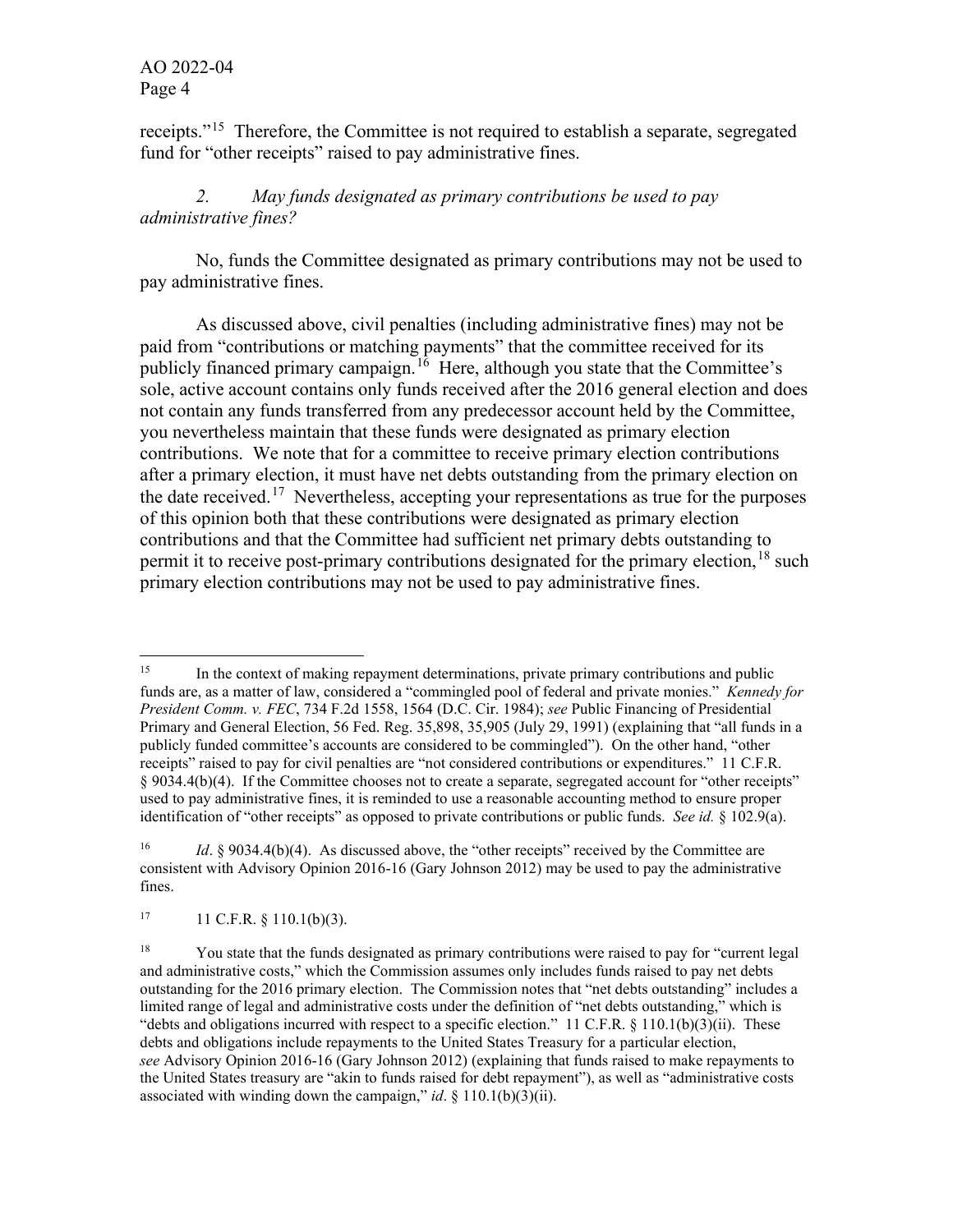receipts."[15] Therefore, the Committee is not required to establish a separate, segregated fund for "other receipts" raised to pay administrative fines.

*2. May funds designated as primary contributions be used to pay administrative fines?*

No, funds the Committee designated as primary contributions may not be used to pay administrative fines.

As discussed above, civil penalties (including administrative fines) may not be paid from "contributions or matching payments" that the committee received for its publicly financed primary campaign.[16] Here, although you state that the Committee's sole, active account contains only funds received after the 2016 general election and does not contain any funds transferred from any predecessor account held by the Committee, you nevertheless maintain that these funds were designated as primary election contributions. We note that for a committee to receive primary election contributions after a primary election, it must have net debts outstanding from the primary election on the date received.[17] Nevertheless, accepting your representations as true for the purposes of this opinion both that these contributions were designated as primary election contributions and that the Committee had sufficient net primary debts outstanding to permit it to receive post-primary contributions designated for the primary election,[18] such primary election contributions may not be used to pay administrative fines.

---

[15] In the context of making repayment determinations, private primary contributions and public funds are, as a matter of law, considered a "commingled pool of federal and private monies." *Kennedy for President Comm. v. FEC*, 734 F.2d 1558, 1564 (D.C. Cir. 1984); *see* Public Financing of Presidential Primary and General Election, 56 Fed. Reg. 35,898, 35,905 (July 29, 1991) (explaining that "all funds in a publicly funded committee's accounts are considered to be commingled"). On the other hand, "other receipts" raised to pay for civil penalties are "not considered contributions or expenditures." 11 C.F.R. § 9034.4(b)(4). If the Committee chooses not to create a separate, segregated account for "other receipts" used to pay administrative fines, it is reminded to use a reasonable accounting method to ensure proper identification of "other receipts" as opposed to private contributions or public funds. *See id.* § 102.9(a).

[16] *Id*. § 9034.4(b)(4). As discussed above, the "other receipts" received by the Committee are consistent with Advisory Opinion 2016-16 (Gary Johnson 2012) may be used to pay the administrative fines.

[17] 11 C.F.R. § 110.1(b)(3).

[18] You state that the funds designated as primary contributions were raised to pay for "current legal and administrative costs," which the Commission assumes only includes funds raised to pay net debts outstanding for the 2016 primary election. The Commission notes that "net debts outstanding" includes a limited range of legal and administrative costs under the definition of "net debts outstanding," which is "debts and obligations incurred with respect to a specific election." 11 C.F.R. § 110.1(b)(3)(ii). These debts and obligations include repayments to the United States Treasury for a particular election, *see* Advisory Opinion 2016-16 (Gary Johnson 2012) (explaining that funds raised to make repayments to the United States treasury are "akin to funds raised for debt repayment"), as well as "administrative costs associated with winding down the campaign," *id*. § 110.1(b)(3)(ii).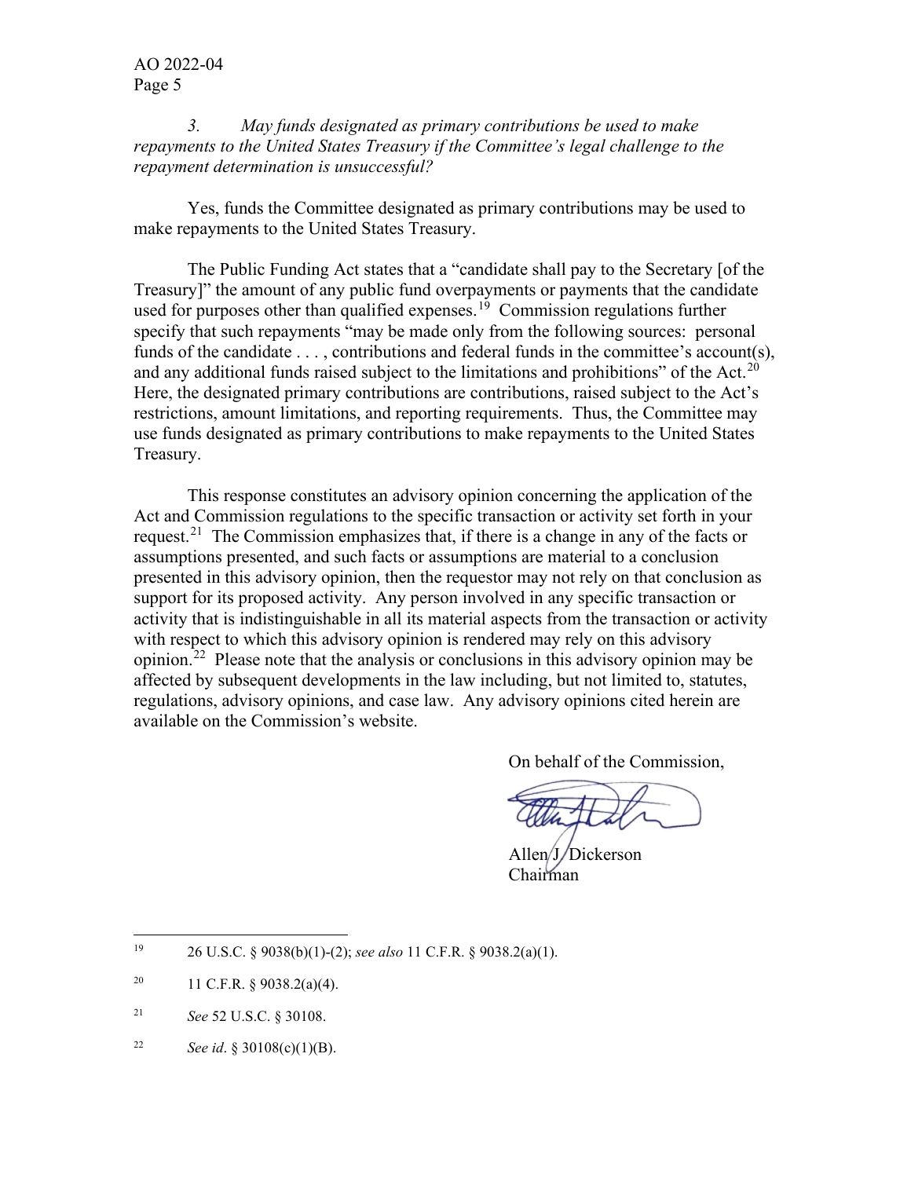*3. May funds designated as primary contributions be used to make repayments to the United States Treasury if the Committee's legal challenge to the repayment determination is unsuccessful?*

Yes, funds the Committee designated as primary contributions may be used to make repayments to the United States Treasury.

The Public Funding Act states that a "candidate shall pay to the Secretary [of the Treasury]" the amount of any public fund overpayments or payments that the candidate used for purposes other than qualified expenses.[19] Commission regulations further specify that such repayments "may be made only from the following sources: personal funds of the candidate . . . , contributions and federal funds in the committee's account(s), and any additional funds raised subject to the limitations and prohibitions" of the Act.[20] Here, the designated primary contributions are contributions, raised subject to the Act's restrictions, amount limitations, and reporting requirements. Thus, the Committee may use funds designated as primary contributions to make repayments to the United States Treasury.

This response constitutes an advisory opinion concerning the application of the Act and Commission regulations to the specific transaction or activity set forth in your request.[21] The Commission emphasizes that, if there is a change in any of the facts or assumptions presented, and such facts or assumptions are material to a conclusion presented in this advisory opinion, then the requestor may not rely on that conclusion as support for its proposed activity. Any person involved in any specific transaction or activity that is indistinguishable in all its material aspects from the transaction or activity with respect to which this advisory opinion is rendered may rely on this advisory opinion.[22] Please note that the analysis or conclusions in this advisory opinion may be affected by subsequent developments in the law including, but not limited to, statutes, regulations, advisory opinions, and case law. Any advisory opinions cited herein are available on the Commission's website.

On behalf of the Commission,

Allen J. Dickerson
Chairman

---

[19] 26 U.S.C. § 9038(b)(1)-(2); *see also* 11 C.F.R. § 9038.2(a)(1).

[20] 11 C.F.R. § 9038.2(a)(4).

[21] *See* 52 U.S.C. § 30108.

[22] *See id*. § 30108(c)(1)(B).